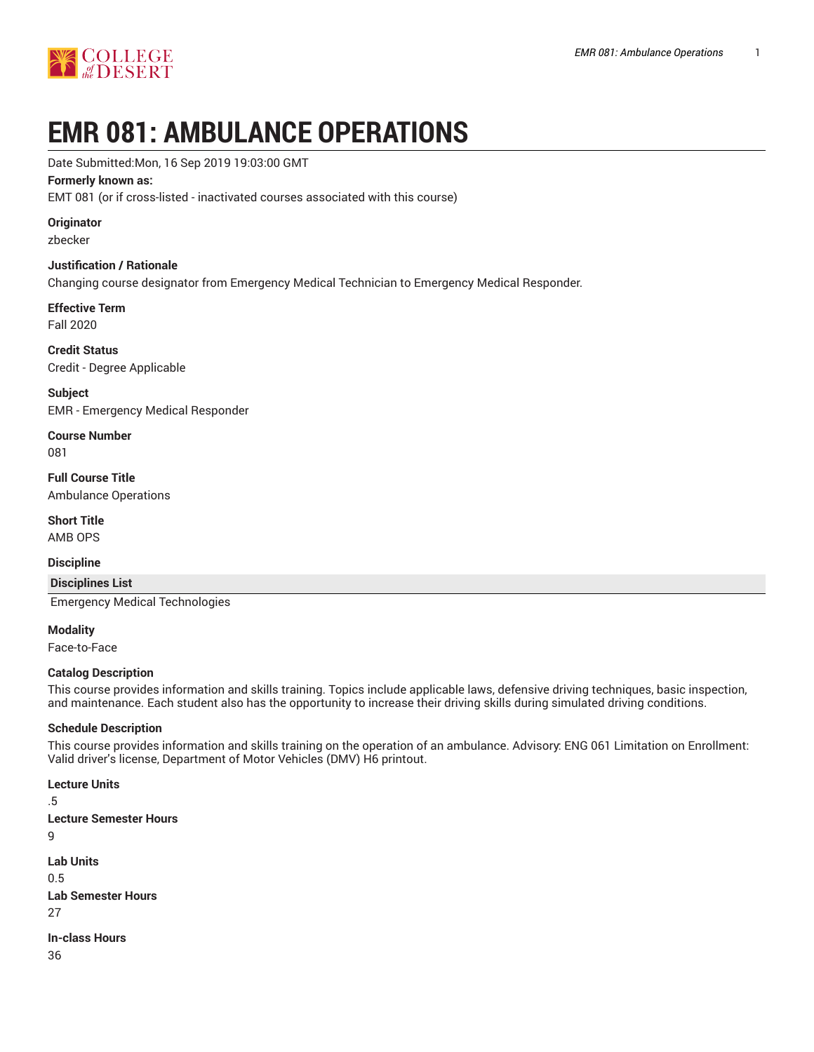# EMR 081: AMBULANCE OPERATIONS

Date Submitted:Mon, 16 Sep 2019 19:03:00 GMT

**Formerly known as:**

EMT 081 (or if cross-listed - inactivated courses associated with this course)

**Originator**

zbecker

**Justification / Rationale**

Changing course designator from Emergency Medical Technician to Emergency Medical Responder.

**Effective Term**

Fall 2020

**Credit Status**

Credit - Degree Applicable

**Subject**

EMR - Emergency Medical Responder

**Course Number**

081

**Full Course Title**

Ambulance Operations

**Short Title**

AMB OPS

**Discipline**

| Disciplines List |
| --- |
| Emergency Medical Technologies |

**Modality**

Face-to-Face

**Catalog Description**

This course provides information and skills training. Topics include applicable laws, defensive driving techniques, basic inspection, and maintenance. Each student also has the opportunity to increase their driving skills during simulated driving conditions.

**Schedule Description**

This course provides information and skills training on the operation of an ambulance. Advisory: ENG 061 Limitation on Enrollment: Valid driver's license, Department of Motor Vehicles (DMV) H6 printout.

**Lecture Units**

.5

**Lecture Semester Hours**

9

**Lab Units**

0.5

**Lab Semester Hours**

27

**In-class Hours**

36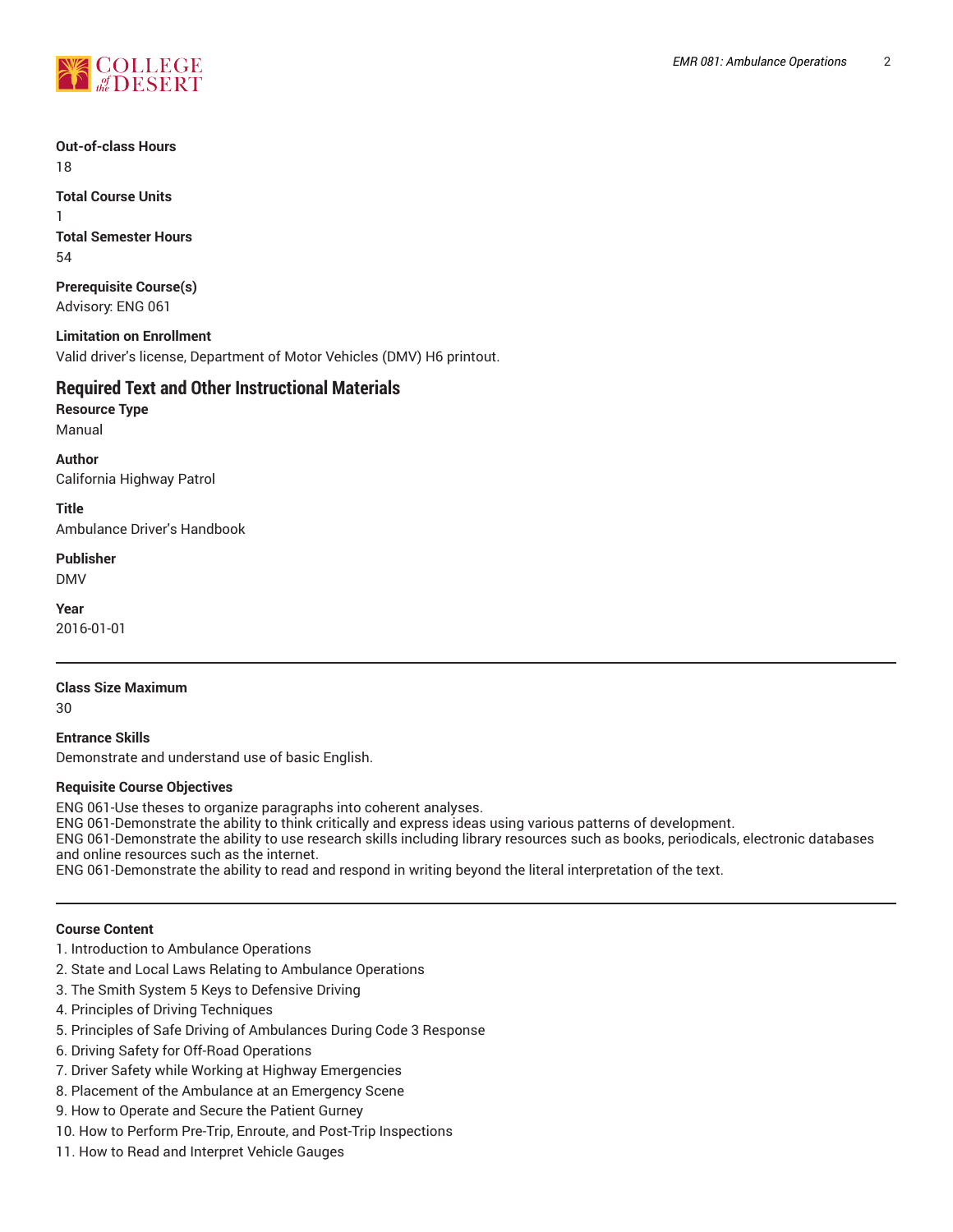**Out-of-class Hours**

18

**Total Course Units**

1

**Total Semester Hours**

54

**Prerequisite Course(s)**

Advisory: ENG 061

**Limitation on Enrollment**

Valid driver's license, Department of Motor Vehicles (DMV) H6 printout.

## Required Text and Other Instructional Materials

**Resource Type**

Manual

**Author**

California Highway Patrol

**Title**

Ambulance Driver's Handbook

**Publisher**

DMV

**Year**

2016-01-01

---

**Class Size Maximum**

30

**Entrance Skills**

Demonstrate and understand use of basic English.

**Requisite Course Objectives**

ENG 061-Use theses to organize paragraphs into coherent analyses.
ENG 061-Demonstrate the ability to think critically and express ideas using various patterns of development.
ENG 061-Demonstrate the ability to use research skills including library resources such as books, periodicals, electronic databases and online resources such as the internet.
ENG 061-Demonstrate the ability to read and respond in writing beyond the literal interpretation of the text.

---

**Course Content**

1. Introduction to Ambulance Operations
2. State and Local Laws Relating to Ambulance Operations
3. The Smith System 5 Keys to Defensive Driving
4. Principles of Driving Techniques
5. Principles of Safe Driving of Ambulances During Code 3 Response
6. Driving Safety for Off-Road Operations
7. Driver Safety while Working at Highway Emergencies
8. Placement of the Ambulance at an Emergency Scene
9. How to Operate and Secure the Patient Gurney
10. How to Perform Pre-Trip, Enroute, and Post-Trip Inspections
11. How to Read and Interpret Vehicle Gauges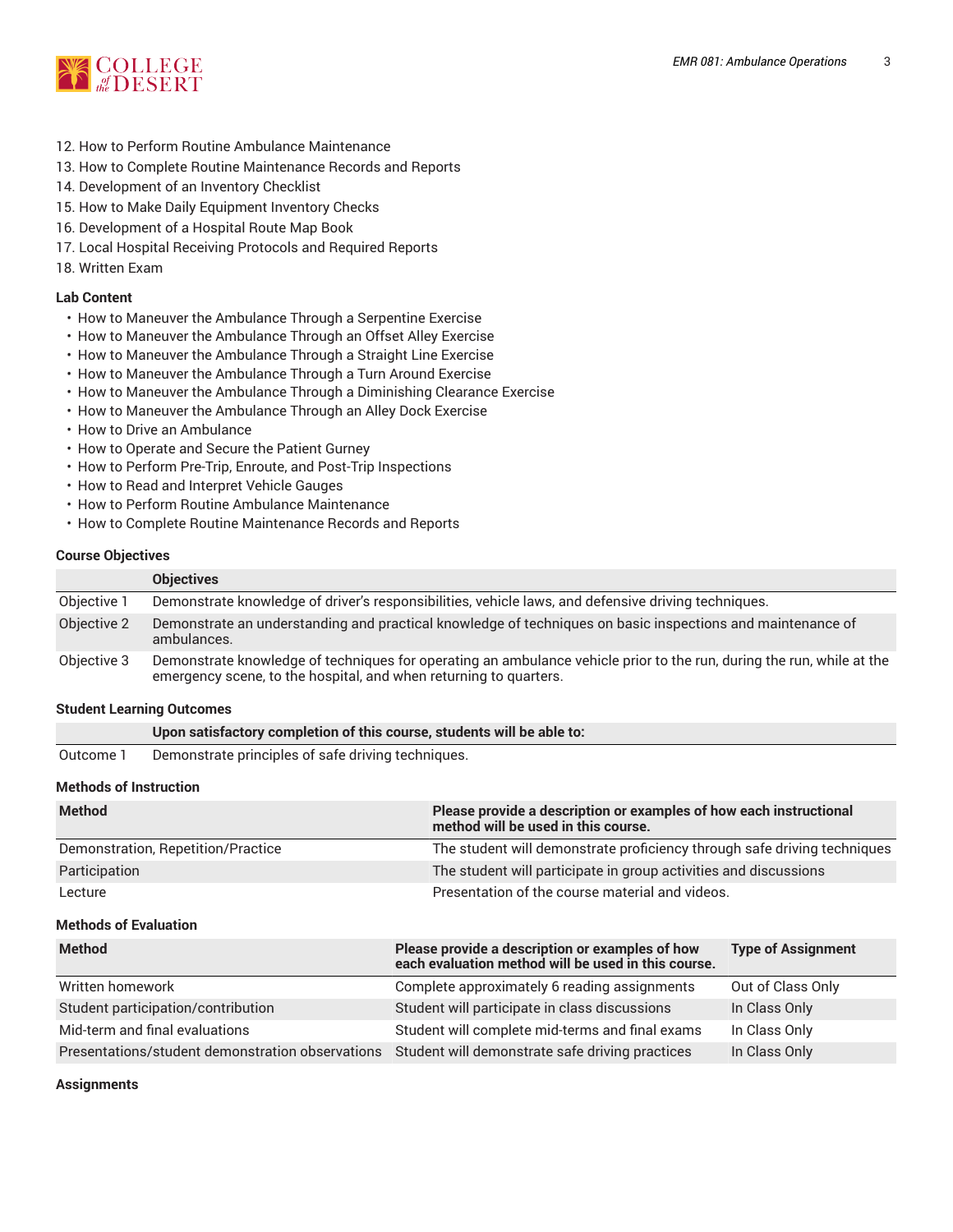12. How to Perform Routine Ambulance Maintenance
13. How to Complete Routine Maintenance Records and Reports
14. Development of an Inventory Checklist
15. How to Make Daily Equipment Inventory Checks
16. Development of a Hospital Route Map Book
17. Local Hospital Receiving Protocols and Required Reports
18. Written Exam

### Lab Content

- How to Maneuver the Ambulance Through a Serpentine Exercise
- How to Maneuver the Ambulance Through an Offset Alley Exercise
- How to Maneuver the Ambulance Through a Straight Line Exercise
- How to Maneuver the Ambulance Through a Turn Around Exercise
- How to Maneuver the Ambulance Through a Diminishing Clearance Exercise
- How to Maneuver the Ambulance Through an Alley Dock Exercise
- How to Drive an Ambulance
- How to Operate and Secure the Patient Gurney
- How to Perform Pre-Trip, Enroute, and Post-Trip Inspections
- How to Read and Interpret Vehicle Gauges
- How to Perform Routine Ambulance Maintenance
- How to Complete Routine Maintenance Records and Reports

### Course Objectives

| | Objectives |
|---|---|
| Objective 1 | Demonstrate knowledge of driver's responsibilities, vehicle laws, and defensive driving techniques. |
| Objective 2 | Demonstrate an understanding and practical knowledge of techniques on basic inspections and maintenance of ambulances. |
| Objective 3 | Demonstrate knowledge of techniques for operating an ambulance vehicle prior to the run, during the run, while at the emergency scene, to the hospital, and when returning to quarters. |

### Student Learning Outcomes

| | Upon satisfactory completion of this course, students will be able to: |
|---|---|
| Outcome 1 | Demonstrate principles of safe driving techniques. |

### Methods of Instruction

| Method | Please provide a description or examples of how each instructional method will be used in this course. |
|---|---|
| Demonstration, Repetition/Practice | The student will demonstrate proficiency through safe driving techniques |
| Participation | The student will participate in group activities and discussions |
| Lecture | Presentation of the course material and videos. |

### Methods of Evaluation

| Method | Please provide a description or examples of how each evaluation method will be used in this course. | Type of Assignment |
|---|---|---|
| Written homework | Complete approximately 6 reading assignments | Out of Class Only |
| Student participation/contribution | Student will participate in class discussions | In Class Only |
| Mid-term and final evaluations | Student will complete mid-terms and final exams | In Class Only |
| Presentations/student demonstration observations | Student will demonstrate safe driving practices | In Class Only |

### Assignments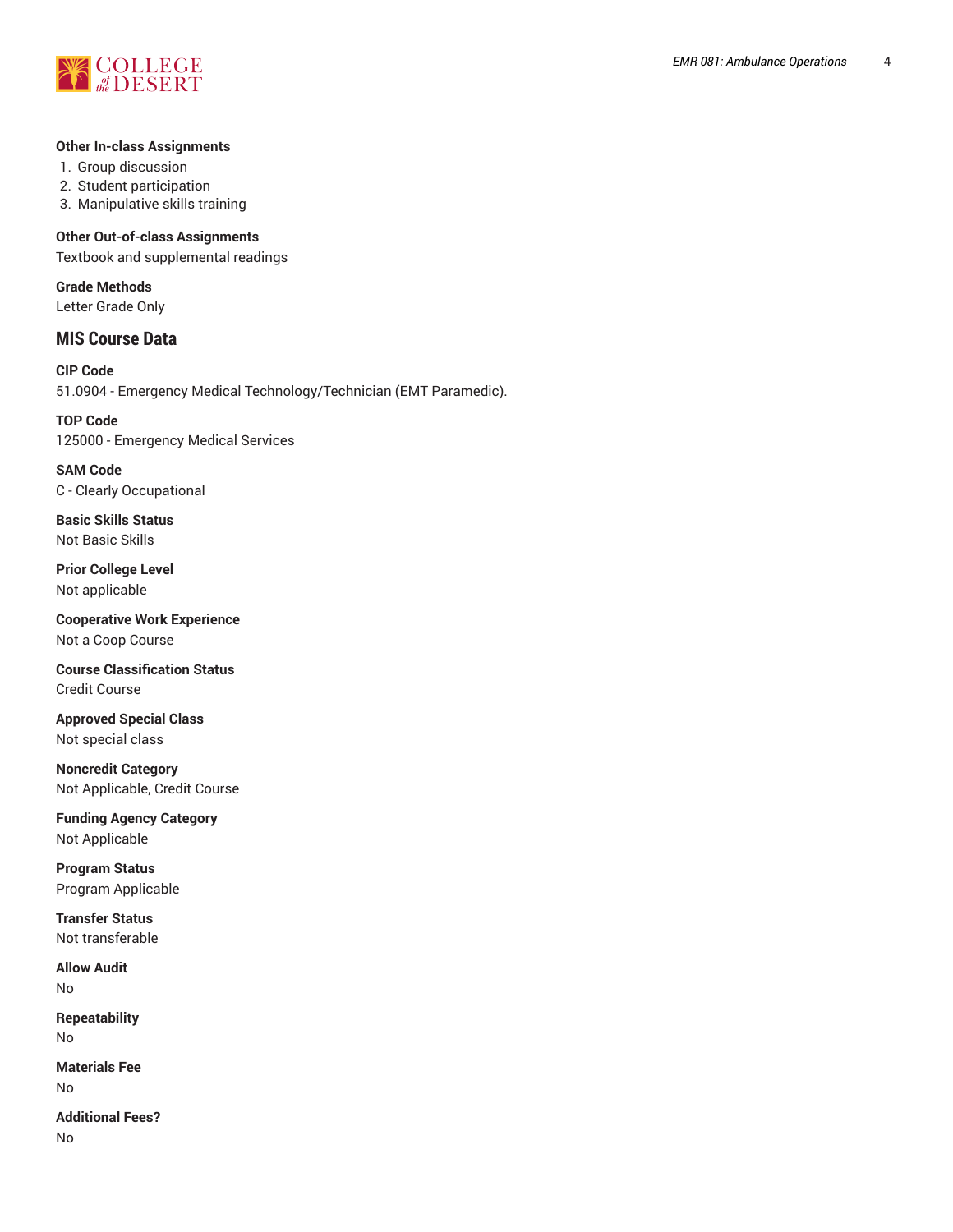**Other In-class Assignments**

1. Group discussion
2. Student participation
3. Manipulative skills training

**Other Out-of-class Assignments**

Textbook and supplemental readings

**Grade Methods**

Letter Grade Only

## MIS Course Data

**CIP Code**

51.0904 - Emergency Medical Technology/Technician (EMT Paramedic).

**TOP Code**

125000 - Emergency Medical Services

**SAM Code**

C - Clearly Occupational

**Basic Skills Status**

Not Basic Skills

**Prior College Level**

Not applicable

**Cooperative Work Experience**

Not a Coop Course

**Course Classification Status**

Credit Course

**Approved Special Class**

Not special class

**Noncredit Category**

Not Applicable, Credit Course

**Funding Agency Category**

Not Applicable

**Program Status**

Program Applicable

**Transfer Status**

Not transferable

**Allow Audit**

No

**Repeatability**

No

**Materials Fee**

No

**Additional Fees?**

No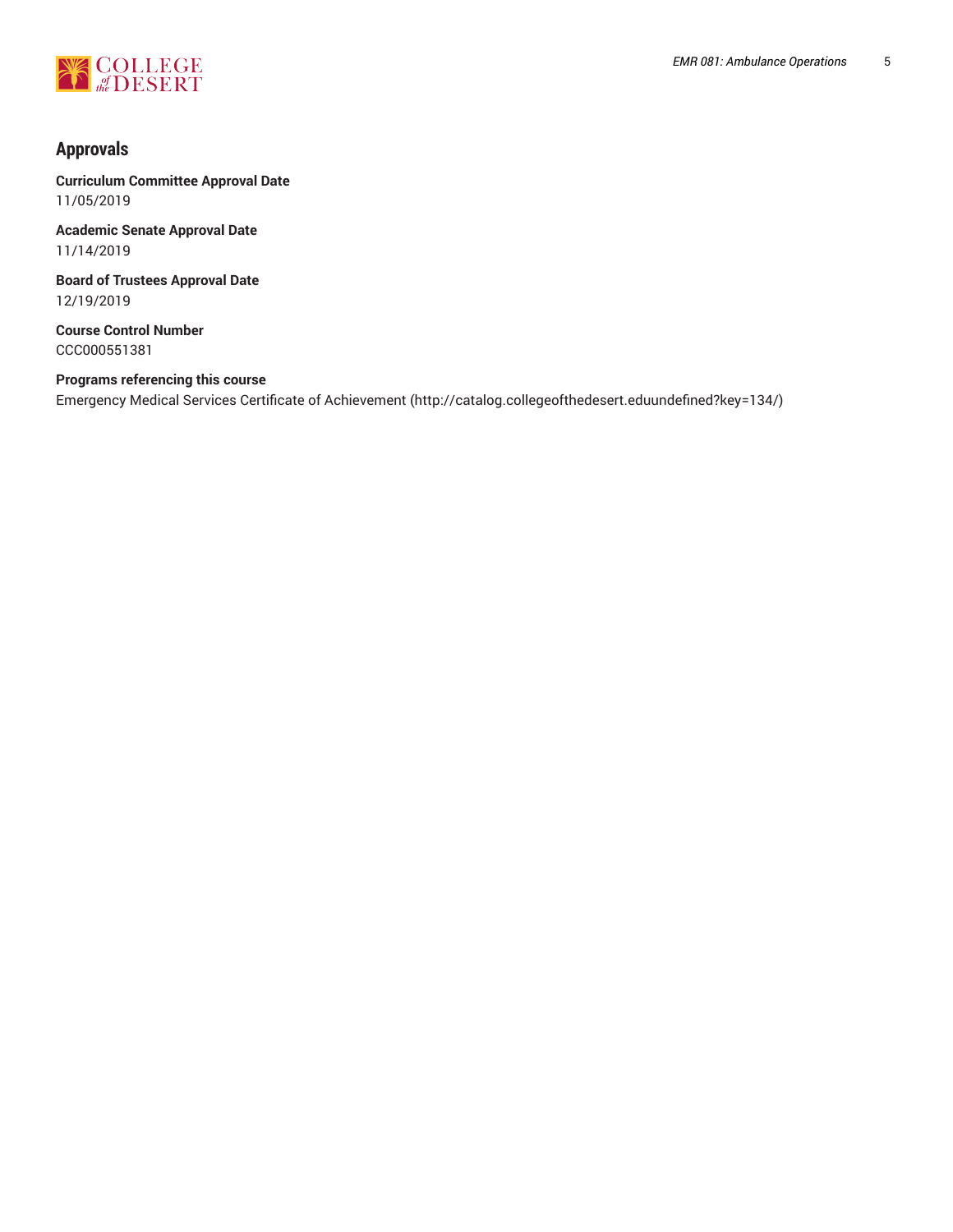## Approvals

**Curriculum Committee Approval Date**
11/05/2019

**Academic Senate Approval Date**
11/14/2019

**Board of Trustees Approval Date**
12/19/2019

**Course Control Number**
CCC000551381

**Programs referencing this course**
Emergency Medical Services Certificate of Achievement (http://catalog.collegeofthedesert.eduundefined?key=134/)